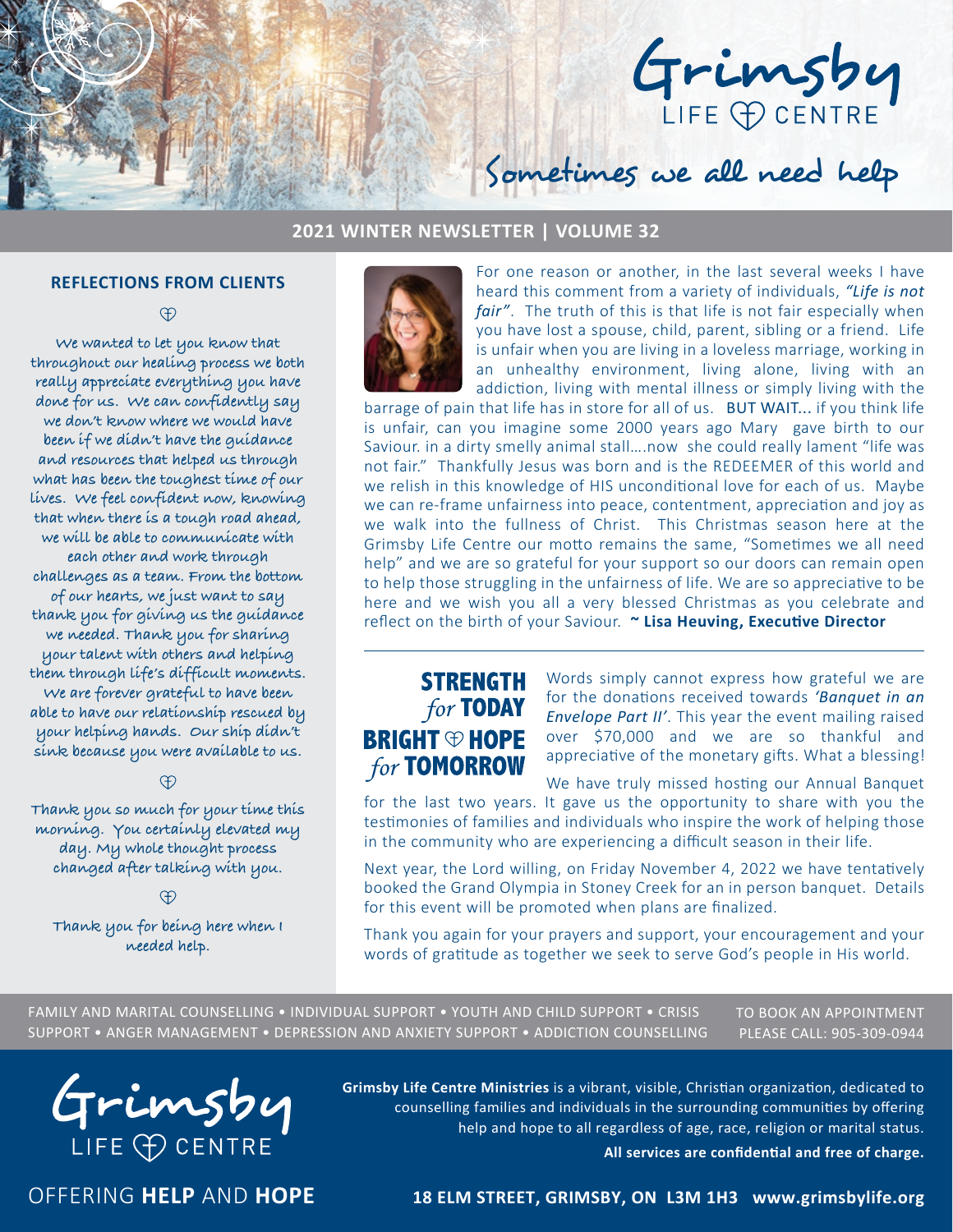# Grimsby LIFE CENTRE

## Sometimes we all need help

**2021 WINTER NEWSLETTER | VOLUME 32**

## REFLECTIONS FROM CLIENTS

We wanted to let you know that throughout our healing process we both really appreciate everything you have done for us. We can confidently say we don't know where we would have been if we didn't have the guidance and resources that helped us through what has been the toughest time of our lives. We feel confident now, knowing that when there is a tough road ahead, we will be able to communicate with each other and work through challenges as a team. From the bottom of our hearts, we just want to say thank you for giving us the guidance we needed. Thank you for sharing your talent with others and helping them through life's difficult moments. We are forever grateful to have been able to have our relationship rescued by your helping hands. Our ship didn't sink because you were available to us.

Thank you so much for your time this morning. You certainly elevated my day. My whole thought process changed after talking with you.

Thank you for being here when I needed help.

For one reason or another, in the last several weeks I have heard this comment from a variety of individuals, *"Life is not fair"*. The truth of this is that life is not fair especially when you have lost a spouse, child, parent, sibling or a friend. Life is unfair when you are living in a loveless marriage, working in an unhealthy environment, living alone, living with an addiction, living with mental illness or simply living with the barrage of pain that life has in store for all of us. BUT WAIT... if you think life is unfair, can you imagine some 2000 years ago Mary gave birth to our Saviour. in a dirty smelly animal stall….now she could really lament "life was not fair." Thankfully Jesus was born and is the REDEEMER of this world and we relish in this knowledge of HIS unconditional love for each of us. Maybe we can re-frame unfairness into peace, contentment, appreciation and joy as we walk into the fullness of Christ. This Christmas season here at the Grimsby Life Centre our motto remains the same, "Sometimes we all need help" and we are so grateful for your support so our doors can remain open to help those struggling in the unfairness of life. We are so appreciative to be here and we wish you all a very blessed Christmas as you celebrate and reflect on the birth of your Saviour. **~ Lisa Heuving, Executive Director**

## STRENGTH *for* TODAY BRIGHT HOPE *for* TOMORROW

Words simply cannot express how grateful we are for the donations received towards *'Banquet in an Envelope Part II'*. This year the event mailing raised over $70,000 and we are so thankful and appreciative of the monetary gifts. What a blessing!

We have truly missed hosting our Annual Banquet for the last two years. It gave us the opportunity to share with you the testimonies of families and individuals who inspire the work of helping those in the community who are experiencing a difficult season in their life.

Next year, the Lord willing, on Friday November 4, 2022 we have tentatively booked the Grand Olympia in Stoney Creek for an in person banquet. Details for this event will be promoted when plans are finalized.

Thank you again for your prayers and support, your encouragement and your words of gratitude as together we seek to serve God's people in His world.

FAMILY AND MARITAL COUNSELLING • INDIVIDUAL SUPPORT • YOUTH AND CHILD SUPPORT • CRISIS SUPPORT • ANGER MANAGEMENT • DEPRESSION AND ANXIETY SUPPORT • ADDICTION COUNSELLING

TO BOOK AN APPOINTMENT PLEASE CALL: 905-309-0944

Grimsby LIFE CENTRE

OFFERING **HELP** AND **HOPE**

**Grimsby Life Centre Ministries** is a vibrant, visible, Christian organization, dedicated to counselling families and individuals in the surrounding communities by offering help and hope to all regardless of age, race, religion or marital status.

**All services are confidential and free of charge.**

**18 ELM STREET, GRIMSBY, ON L3M 1H3 www.grimsbylife.org**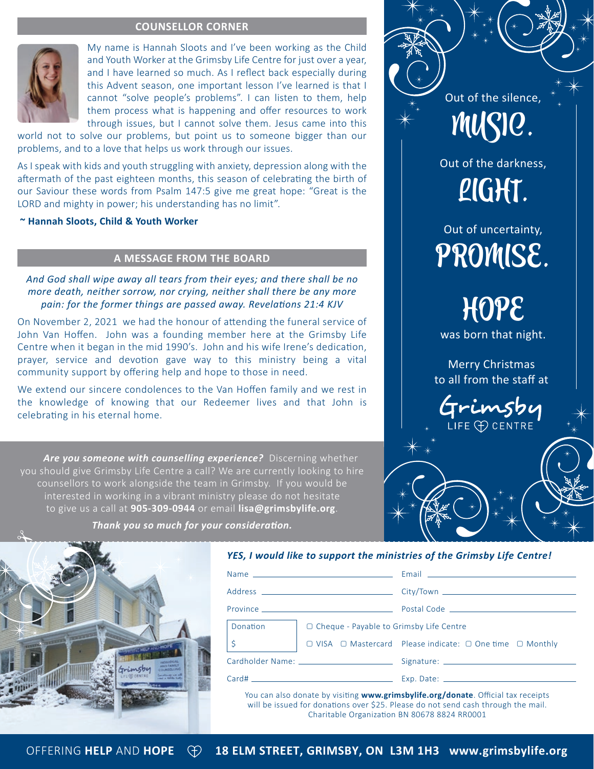## COUNSELLOR CORNER

My name is Hannah Sloots and I've been working as the Child and Youth Worker at the Grimsby Life Centre for just over a year, and I have learned so much. As I reflect back especially during this Advent season, one important lesson I've learned is that I cannot "solve people's problems". I can listen to them, help them process what is happening and offer resources to work through issues, but I cannot solve them. Jesus came into this world not to solve our problems, but point us to someone bigger than our problems, and to a love that helps us work through our issues.

As I speak with kids and youth struggling with anxiety, depression along with the aftermath of the past eighteen months, this season of celebrating the birth of our Saviour these words from Psalm 147:5 give me great hope: "Great is the LORD and mighty in power; his understanding has no limit".

**~ Hannah Sloots, Child & Youth Worker**

## A MESSAGE FROM THE BOARD

*And God shall wipe away all tears from their eyes; and there shall be no more death, neither sorrow, nor crying, neither shall there be any more pain: for the former things are passed away. Revelations 21:4 KJV*

On November 2, 2021 we had the honour of attending the funeral service of John Van Hoffen. John was a founding member here at the Grimsby Life Centre when it began in the mid 1990's. John and his wife Irene's dedication, prayer, service and devotion gave way to this ministry being a vital community support by offering help and hope to those in need.

We extend our sincere condolences to the Van Hoffen family and we rest in the knowledge of knowing that our Redeemer lives and that John is celebrating in his eternal home.

***Are you someone with counselling experience?*** Discerning whether you should give Grimsby Life Centre a call? We are currently looking to hire counsellors to work alongside the team in Grimsby. If you would be interested in working in a vibrant ministry please do not hesitate to give us a call at **905-309-0944** or email **lisa@grimsbylife.org**.

***Thank you so much for your consideration.***

Out of the silence,
MUSIC.

Out of the darkness,
LIGHT.

Out of uncertainty,
PROMISE.

HOPE
was born that night.

Merry Christmas
to all from the staff at

Grimsby LIFE CENTRE

***YES, I would like to support the ministries of the Grimsby Life Centre!***

Name ______________________ Email ______________________

Address ______________________ City/Town ______________________

Province ______________________ Postal Code ______________________

| Donation | ▢ Cheque - Payable to Grimsby Life Centre |
|---|---|
| $ | ▢ VISA ▢ Mastercard Please indicate: ▢ One time ▢ Monthly |

Cardholder Name: ______________________ Signature: ______________________

Card# ______________________ Exp. Date: ______________________

You can also donate by visiting **www.grimsbylife.org/donate**. Official tax receipts will be issued for donations over $25. Please do not send cash through the mail. Charitable Organization BN 80678 8824 RR0001

OFFERING **HELP** AND **HOPE** **18 ELM STREET, GRIMSBY, ON L3M 1H3 www.grimsbylife.org**